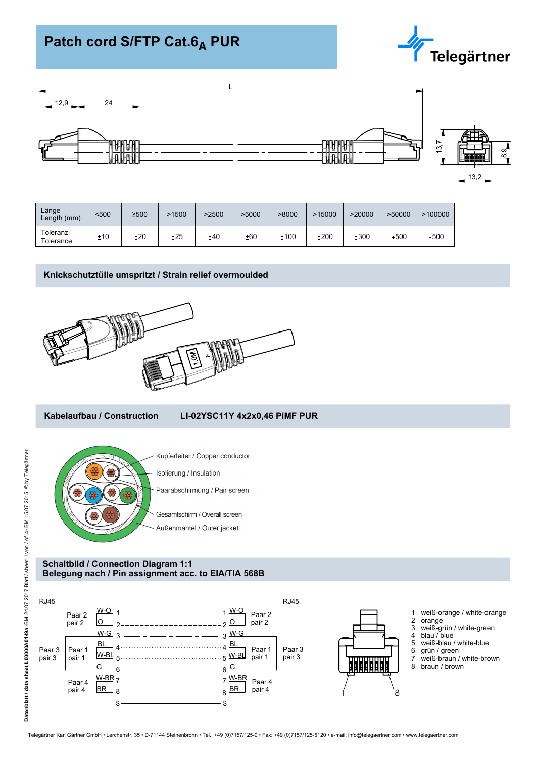# Patch cord S/FTP Cat.6$_A$ PUR

Telegärtner

| Länge Length (mm) | <500 | ≥500 | >1500 | >2500 | >5000 | >8000 | >15000 | >20000 | >50000 | >100000 |
|---|---|---|---|---|---|---|---|---|---|---|
| Toleranz Tolerance | ±10 | ±20 | ±25 | ±40 | ±60 | ±100 | ±200 | ±300 | ±500 | ±500 |

## Knickschutztülle umspritzt / Strain relief overmoulded

## Kabelaufbau / Construction LI-02YSC11Y 4x2x0,46 PiMF PUR

- Kupferleiter / Copper conductor
- Isolierung / Insulation
- Paarabschirmung / Pair screen
- Gesamtschirm / Overall screen
- Außenmantel / Outer jacket

## Schaltbild / Connection Diagram 1:1
## Belegung nach / Pin assignment acc. to EIA/TIA 568B

1. weiß-orange / white-orange
2. orange
3. weiß-grün / white-green
4. blau / blue
5. weiß-blau / white-blue
6. grün / green
7. weiß-braun / white-brown
8. braun / brown

Telegärtner Karl Gärtner GmbH • Lerchenstr. 35 • D-71144 Steinenbronn • Tel.: +49 (0)7157/125-0 • Fax: +49 (0)7157/125-5120 • e-mail: info@telegaertner.com • www.telegaertner.com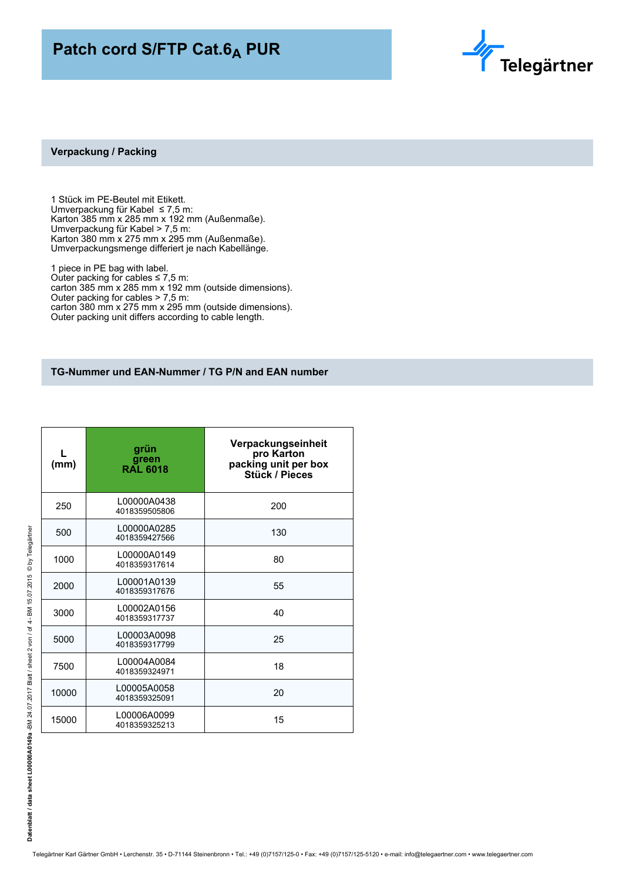# Patch cord S/FTP Cat.$6_A$ PUR

## Verpackung / Packing

1 Stück im PE-Beutel mit Etikett.
Umverpackung für Kabel ≤ 7,5 m:
Karton 385 mm x 285 mm x 192 mm (Außenmaße).
Umverpackung für Kabel > 7,5 m:
Karton 380 mm x 275 mm x 295 mm (Außenmaße).
Umverpackungsmenge differiert je nach Kabellänge.

1 piece in PE bag with label.
Outer packing for cables ≤ 7,5 m:
carton 385 mm x 285 mm x 192 mm (outside dimensions).
Outer packing for cables > 7,5 m:
carton 380 mm x 275 mm x 295 mm (outside dimensions).
Outer packing unit differs according to cable length.

## TG-Nummer und EAN-Nummer / TG P/N and EAN number

| L (mm) | grün green RAL 6018 | Verpackungseinheit pro Karton packing unit per box Stück / Pieces |
|---|---|---|
| 250 | L00000A0438 4018359505806 | 200 |
| 500 | L00000A0285 4018359427566 | 130 |
| 1000 | L00000A0149 4018359317614 | 80 |
| 2000 | L00001A0139 4018359317676 | 55 |
| 3000 | L00002A0156 4018359317737 | 40 |
| 5000 | L00003A0098 4018359317799 | 25 |
| 7500 | L00004A0084 4018359324971 | 18 |
| 10000 | L00005A0058 4018359325091 | 20 |
| 15000 | L00006A0099 4018359325213 | 15 |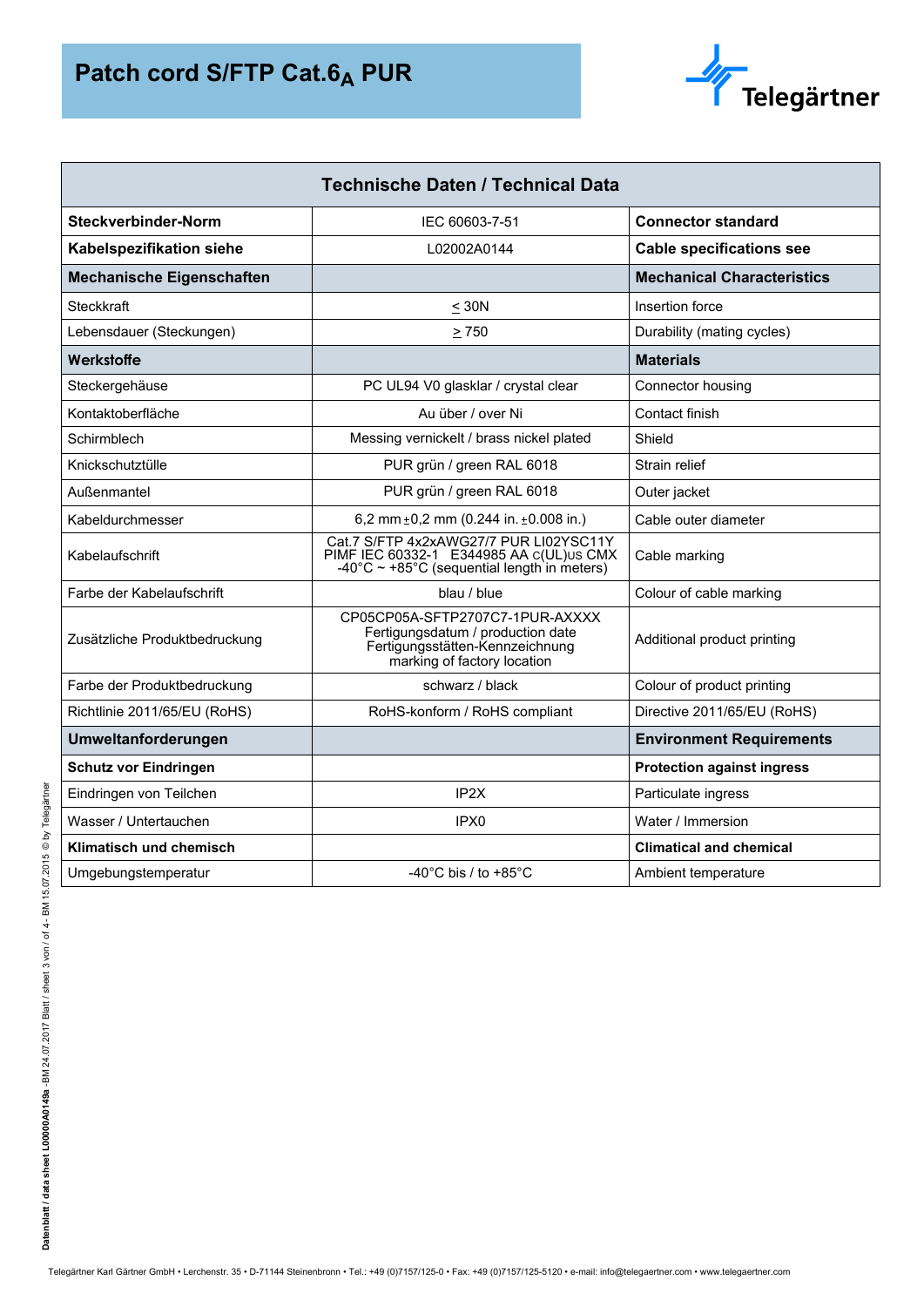# Patch cord S/FTP Cat.$6_A$ PUR

Telegärtner

| Technische Daten / Technical Data | | |
|---|---|---|
| **Steckverbinder-Norm** | IEC 60603-7-51 | **Connector standard** |
| **Kabelspezifikation siehe** | L02002A0144 | **Cable specifications see** |
| **Mechanische Eigenschaften** | | **Mechanical Characteristics** |
| Steckkraft | ≤ 30N | Insertion force |
| Lebensdauer (Steckungen) | ≥ 750 | Durability (mating cycles) |
| **Werkstoffe** | | **Materials** |
| Steckergehäuse | PC UL94 V0 glasklar / crystal clear | Connector housing |
| Kontaktoberfläche | Au über / over Ni | Contact finish |
| Schirmblech | Messing vernickelt / brass nickel plated | Shield |
| Knickschutztülle | PUR grün / green RAL 6018 | Strain relief |
| Außenmantel | PUR grün / green RAL 6018 | Outer jacket |
| Kabeldurchmesser | 6,2 mm ±0,2 mm (0.244 in. ±0.008 in.) | Cable outer diameter |
| Kabelaufschrift | Cat.7 S/FTP 4x2xAWG27/7 PUR LI02YSC11Y PIMF IEC 60332-1 E344985 AA c(UL)us CMX -40°C ~ +85°C (sequential length in meters) | Cable marking |
| Farbe der Kabelaufschrift | blau / blue | Colour of cable marking |
| Zusätzliche Produktbedruckung | CP05CP05A-SFTP2707C7-1PUR-AXXXX Fertigungsdatum / production date Fertigungsstätten-Kennzeichnung marking of factory location | Additional product printing |
| Farbe der Produktbedruckung | schwarz / black | Colour of product printing |
| Richtlinie 2011/65/EU (RoHS) | RoHS-konform / RoHS compliant | Directive 2011/65/EU (RoHS) |
| **Umweltanforderungen** | | **Environment Requirements** |
| **Schutz vor Eindringen** | | **Protection against ingress** |
| Eindringen von Teilchen | IP2X | Particulate ingress |
| Wasser / Untertauchen | IPX0 | Water / Immersion |
| **Klimatisch und chemisch** | | **Climatical and chemical** |
| Umgebungstemperatur | -40°C bis / to +85°C | Ambient temperature |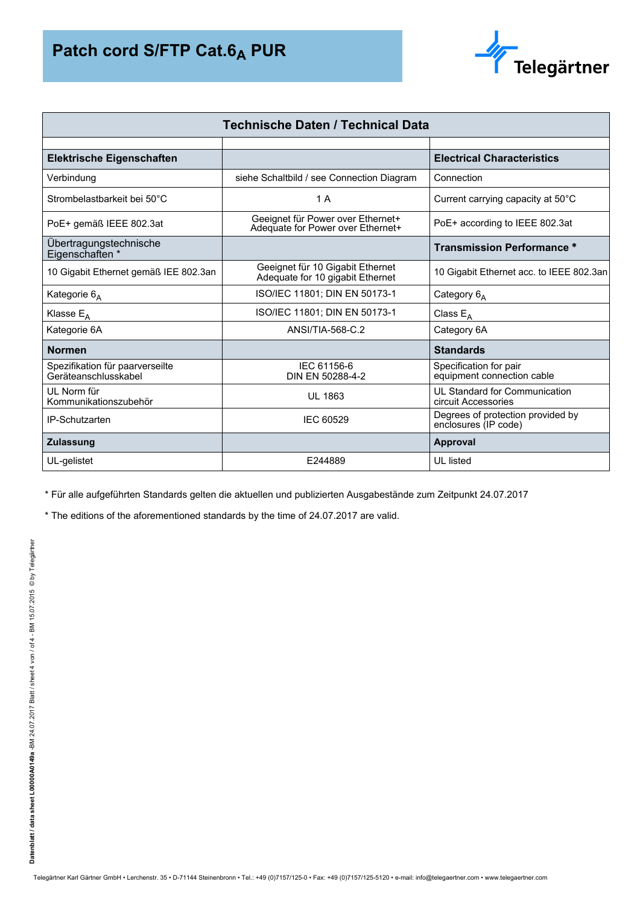# Patch cord S/FTP Cat.$6_A$ PUR

Telegärtner

| Technische Daten / Technical Data | | |
|---|---|---|
| | | |
| **Elektrische Eigenschaften** | | **Electrical Characteristics** |
| Verbindung | siehe Schaltbild / see Connection Diagram | Connection |
| Strombelastbarkeit bei 50°C | 1 A | Current carrying capacity at 50°C |
| PoE+ gemäß IEEE 802.3at | Geeignet für Power over Ethernet+<br>Adequate for Power over Ethernet+ | PoE+ according to IEEE 802.3at |
| Übertragungstechnische Eigenschaften * | | **Transmission Performance *** |
| 10 Gigabit Ethernet gemäß IEE 802.3an | Geeignet für 10 Gigabit Ethernet<br>Adequate for 10 gigabit Ethernet | 10 Gigabit Ethernet acc. to IEEE 802.3an |
| Kategorie $6_A$ | ISO/IEC 11801; DIN EN 50173-1 | Category $6_A$ |
| Klasse $E_A$ | ISO/IEC 11801; DIN EN 50173-1 | Class $E_A$ |
| Kategorie 6A | ANSI/TIA-568-C.2 | Category 6A |
| **Normen** | | **Standards** |
| Spezifikation für paarverseilte Geräteanschlusskabel | IEC 61156-6<br>DIN EN 50288-4-2 | Specification for pair equipment connection cable |
| UL Norm für Kommunikationszubehör | UL 1863 | UL Standard for Communication circuit Accessories |
| IP-Schutzarten | IEC 60529 | Degrees of protection provided by enclosures (IP code) |
| **Zulassung** | | **Approval** |
| UL-gelistet | E244889 | UL listed |

* Für alle aufgeführten Standards gelten die aktuellen und publizierten Ausgabestände zum Zeitpunkt 24.07.2017

* The editions of the aforementioned standards by the time of 24.07.2017 are valid.

Datenblatt / data sheet L00000A0149a -BM 24.07.2017 Blatt / sheet 4 von / of 4 - BM 15.07.2015 © by Telegärtner

Telegärtner Karl Gärtner GmbH • Lerchenstr. 35 • D-71144 Steinenbronn • Tel.: +49 (0)7157/125-0 • Fax: +49 (0)7157/125-5120 • e-mail: info@telegaertner.com • www.telegaertner.com